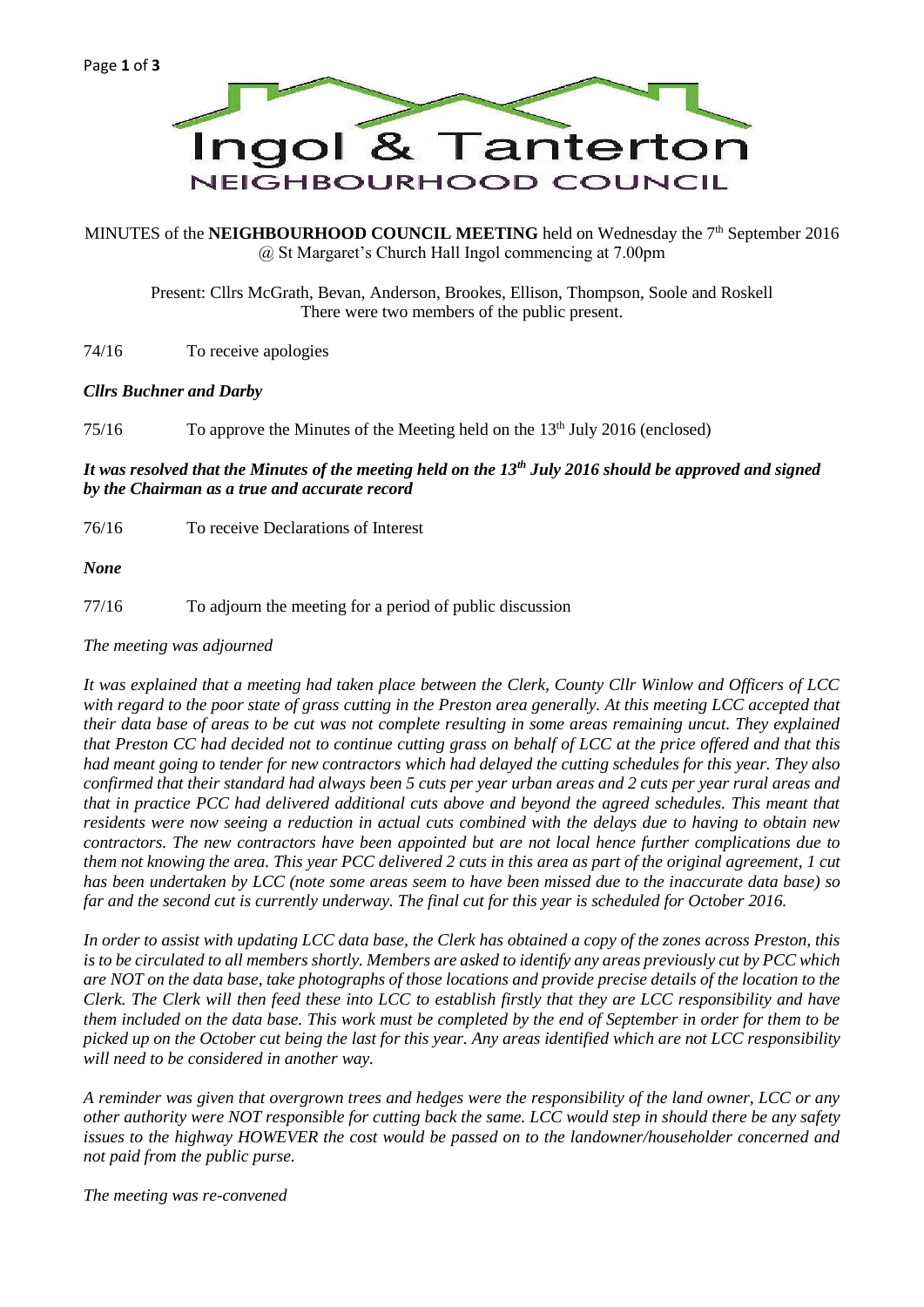# Ingol & Tanterton

## NEIGHBOURHOOD COUNCIL

MINUTES of the **NEIGHBOURHOOD COUNCIL MEETING** held on Wednesday the 7th September 2016 @ St Margaret's Church Hall Ingol commencing at 7.00pm

Present: Cllrs McGrath, Bevan, Anderson, Brookes, Ellison, Thompson, Soole and Roskell
There were two members of the public present.

74/16 To receive apologies

***Cllrs Buchner and Darby***

75/16 To approve the Minutes of the Meeting held on the 13th July 2016 (enclosed)

***It was resolved that the Minutes of the meeting held on the 13th July 2016 should be approved and signed by the Chairman as a true and accurate record***

76/16 To receive Declarations of Interest

***None***

77/16 To adjourn the meeting for a period of public discussion

*The meeting was adjourned*

*It was explained that a meeting had taken place between the Clerk, County Cllr Winlow and Officers of LCC with regard to the poor state of grass cutting in the Preston area generally. At this meeting LCC accepted that their data base of areas to be cut was not complete resulting in some areas remaining uncut. They explained that Preston CC had decided not to continue cutting grass on behalf of LCC at the price offered and that this had meant going to tender for new contractors which had delayed the cutting schedules for this year. They also confirmed that their standard had always been 5 cuts per year urban areas and 2 cuts per year rural areas and that in practice PCC had delivered additional cuts above and beyond the agreed schedules. This meant that residents were now seeing a reduction in actual cuts combined with the delays due to having to obtain new contractors. The new contractors have been appointed but are not local hence further complications due to them not knowing the area. This year PCC delivered 2 cuts in this area as part of the original agreement, 1 cut has been undertaken by LCC (note some areas seem to have been missed due to the inaccurate data base) so far and the second cut is currently underway. The final cut for this year is scheduled for October 2016.*

*In order to assist with updating LCC data base, the Clerk has obtained a copy of the zones across Preston, this is to be circulated to all members shortly. Members are asked to identify any areas previously cut by PCC which are NOT on the data base, take photographs of those locations and provide precise details of the location to the Clerk. The Clerk will then feed these into LCC to establish firstly that they are LCC responsibility and have them included on the data base. This work must be completed by the end of September in order for them to be picked up on the October cut being the last for this year. Any areas identified which are not LCC responsibility will need to be considered in another way.*

*A reminder was given that overgrown trees and hedges were the responsibility of the land owner, LCC or any other authority were NOT responsible for cutting back the same. LCC would step in should there be any safety issues to the highway HOWEVER the cost would be passed on to the landowner/householder concerned and not paid from the public purse.*

*The meeting was re-convened*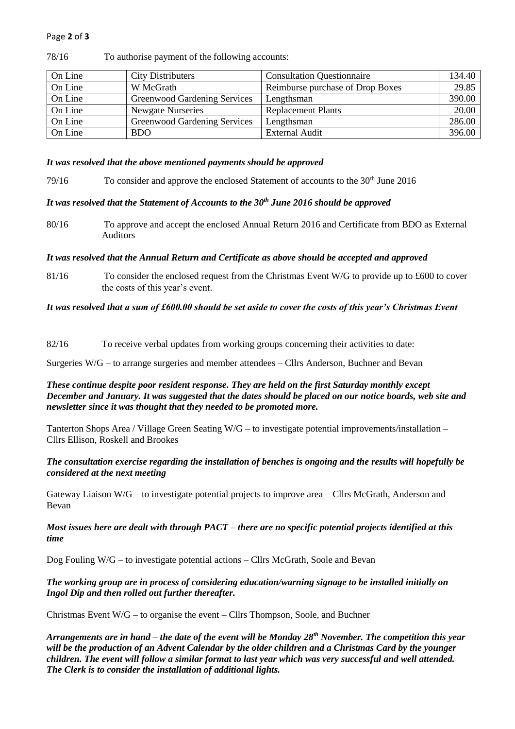78/16 To authorise payment of the following accounts:

| | | | |
|---|---|---|---|
| On Line | City Distributers | Consultation Questionnaire | 134.40 |
| On Line | W McGrath | Reimburse purchase of Drop Boxes | 29.85 |
| On Line | Greenwood Gardening Services | Lengthsman | 390.00 |
| On Line | Newgate Nurseries | Replacement Plants | 20.00 |
| On Line | Greenwood Gardening Services | Lengthsman | 286.00 |
| On Line | BDO | External Audit | 396.00 |

***It was resolved that the above mentioned payments should be approved***

79/16 To consider and approve the enclosed Statement of accounts to the 30th June 2016

***It was resolved that the Statement of Accounts to the 30th June 2016 should be approved***

80/16 To approve and accept the enclosed Annual Return 2016 and Certificate from BDO as External Auditors

***It was resolved that the Annual Return and Certificate as above should be accepted and approved***

81/16 To consider the enclosed request from the Christmas Event W/G to provide up to £600 to cover the costs of this year's event.

***It was resolved that a sum of £600.00 should be set aside to cover the costs of this year's Christmas Event***

82/16 To receive verbal updates from working groups concerning their activities to date:

Surgeries W/G – to arrange surgeries and member attendees – Cllrs Anderson, Buchner and Bevan

***These continue despite poor resident response. They are held on the first Saturday monthly except December and January. It was suggested that the dates should be placed on our notice boards, web site and newsletter since it was thought that they needed to be promoted more.***

Tanterton Shops Area / Village Green Seating W/G – to investigate potential improvements/installation – Cllrs Ellison, Roskell and Brookes

***The consultation exercise regarding the installation of benches is ongoing and the results will hopefully be considered at the next meeting***

Gateway Liaison W/G – to investigate potential projects to improve area – Cllrs McGrath, Anderson and Bevan

***Most issues here are dealt with through PACT – there are no specific potential projects identified at this time***

Dog Fouling W/G – to investigate potential actions – Cllrs McGrath, Soole and Bevan

***The working group are in process of considering education/warning signage to be installed initially on Ingol Dip and then rolled out further thereafter.***

Christmas Event W/G – to organise the event – Cllrs Thompson, Soole, and Buchner

***Arrangements are in hand – the date of the event will be Monday 28th November. The competition this year will be the production of an Advent Calendar by the older children and a Christmas Card by the younger children. The event will follow a similar format to last year which was very successful and well attended. The Clerk is to consider the installation of additional lights.***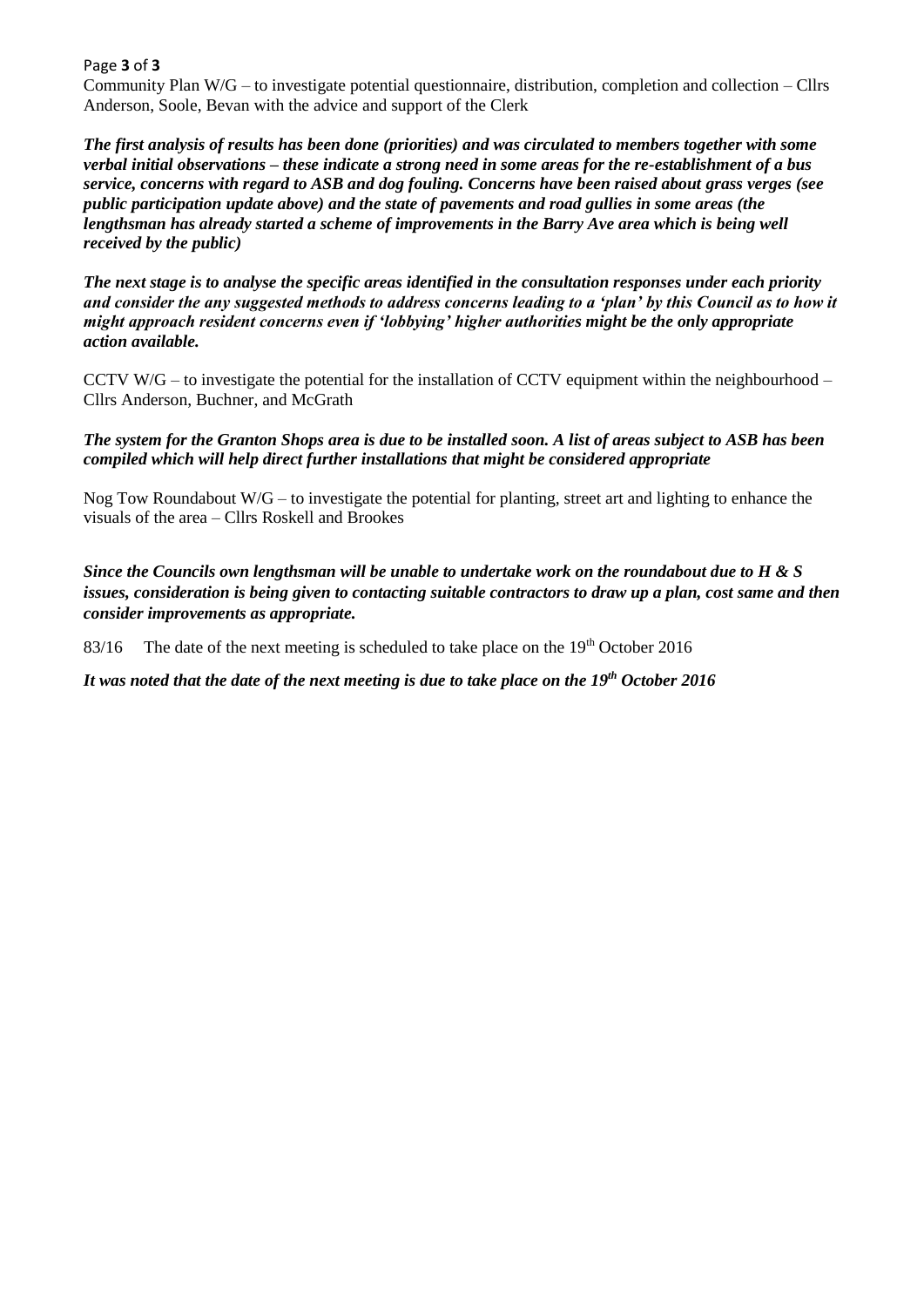Community Plan W/G – to investigate potential questionnaire, distribution, completion and collection – Cllrs Anderson, Soole, Bevan with the advice and support of the Clerk

***The first analysis of results has been done (priorities) and was circulated to members together with some verbal initial observations – these indicate a strong need in some areas for the re-establishment of a bus service, concerns with regard to ASB and dog fouling. Concerns have been raised about grass verges (see public participation update above) and the state of pavements and road gullies in some areas (the lengthsman has already started a scheme of improvements in the Barry Ave area which is being well received by the public)***

***The next stage is to analyse the specific areas identified in the consultation responses under each priority and consider the any suggested methods to address concerns leading to a 'plan' by this Council as to how it might approach resident concerns even if 'lobbying' higher authorities might be the only appropriate action available.***

CCTV W/G – to investigate the potential for the installation of CCTV equipment within the neighbourhood – Cllrs Anderson, Buchner, and McGrath

***The system for the Granton Shops area is due to be installed soon. A list of areas subject to ASB has been compiled which will help direct further installations that might be considered appropriate***

Nog Tow Roundabout W/G – to investigate the potential for planting, street art and lighting to enhance the visuals of the area – Cllrs Roskell and Brookes

***Since the Councils own lengthsman will be unable to undertake work on the roundabout due to H & S issues, consideration is being given to contacting suitable contractors to draw up a plan, cost same and then consider improvements as appropriate.***

83/16 The date of the next meeting is scheduled to take place on the 19th October 2016

***It was noted that the date of the next meeting is due to take place on the 19th October 2016***